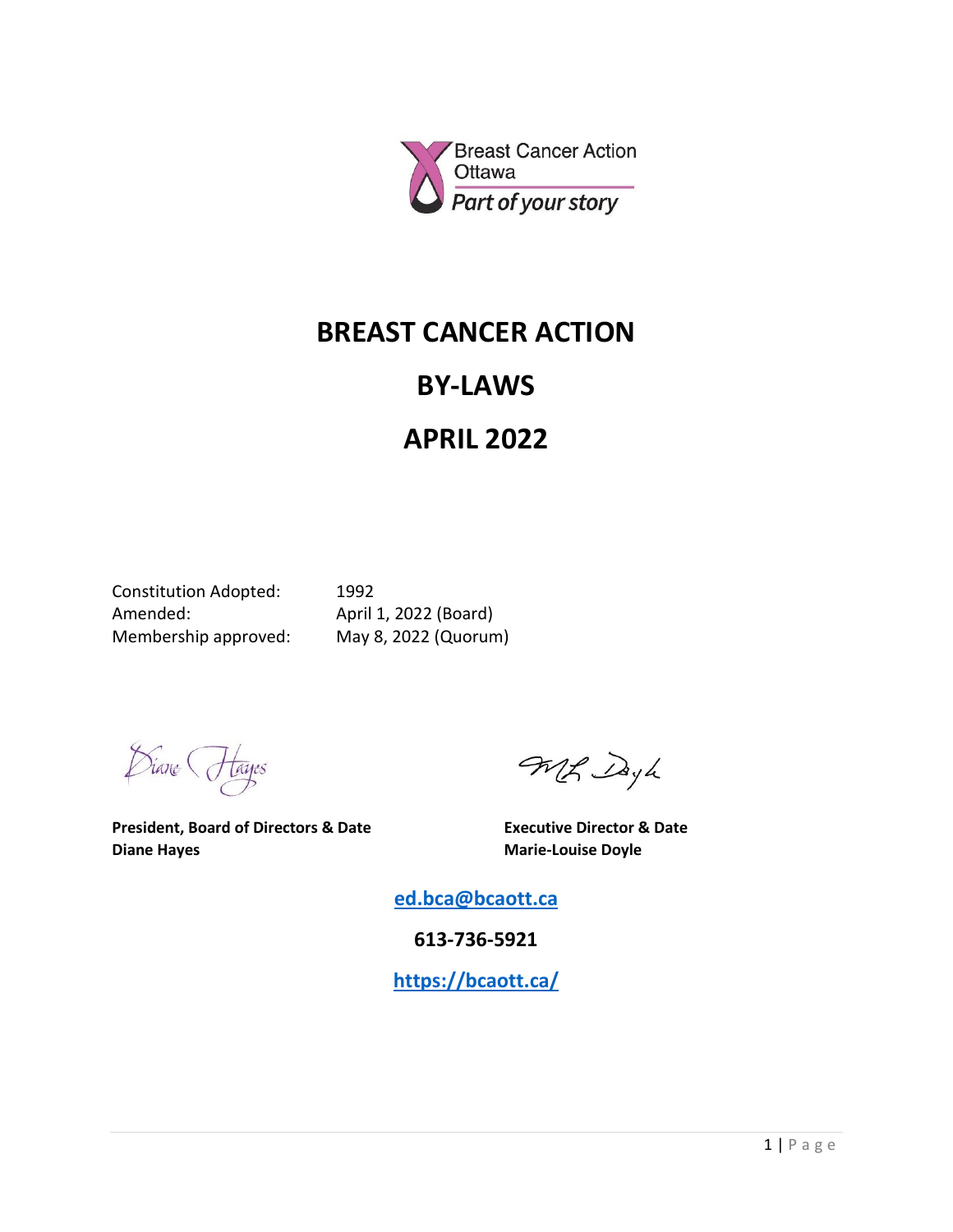Breast Cancer Action Ottawa
*Part of your story*

# BREAST CANCER ACTION

# BY-LAWS

# APRIL 2022

| | |
|---|---|
| Constitution Adopted: | 1992 |
| Amended: | April 1, 2022 (Board) |
| Membership approved: | May 8, 2022 (Quorum) |

Diane Hayes

**President, Board of Directors & Date**
**Diane Hayes**

ML Doyle

**Executive Director & Date**
**Marie-Louise Doyle**

**ed.bca@bcaott.ca**

**613-736-5921**

**https://bcaott.ca/**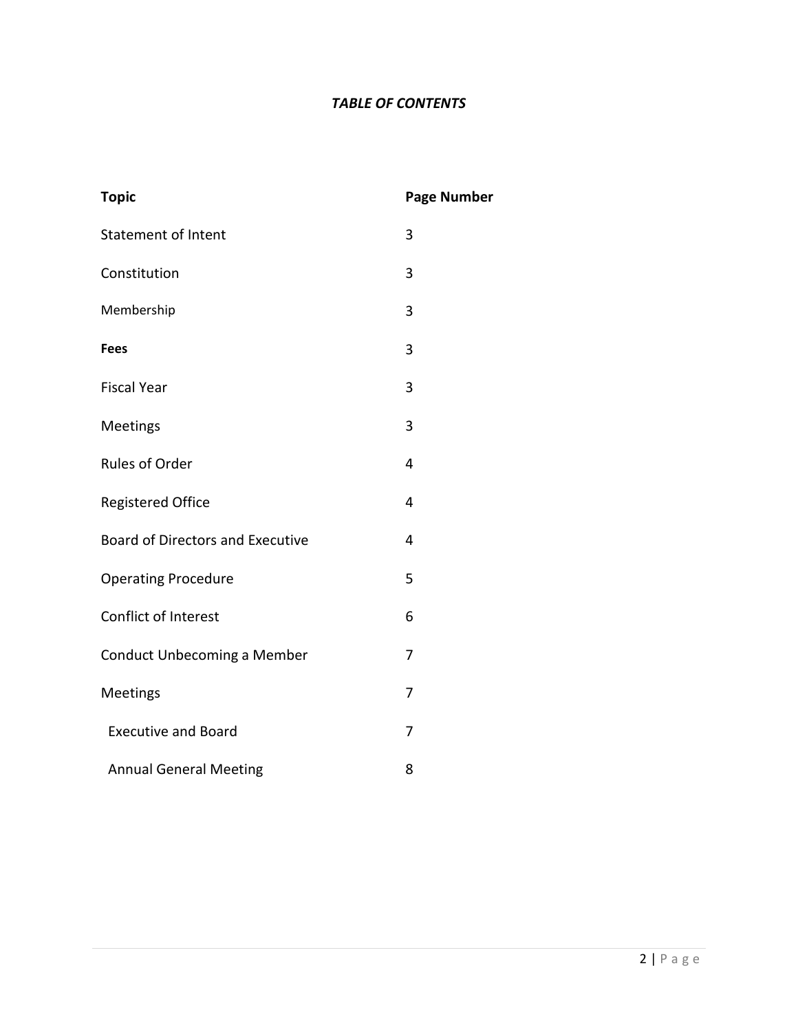***TABLE OF CONTENTS***

| **Topic** | **Page Number** |
|---|---|
| Statement of Intent | 3 |
| Constitution | 3 |
| Membership | 3 |
| **Fees** | 3 |
| Fiscal Year | 3 |
| Meetings | 3 |
| Rules of Order | 4 |
| Registered Office | 4 |
| Board of Directors and Executive | 4 |
| Operating Procedure | 5 |
| Conflict of Interest | 6 |
| Conduct Unbecoming a Member | 7 |
| Meetings | 7 |
| Executive and Board | 7 |
| Annual General Meeting | 8 |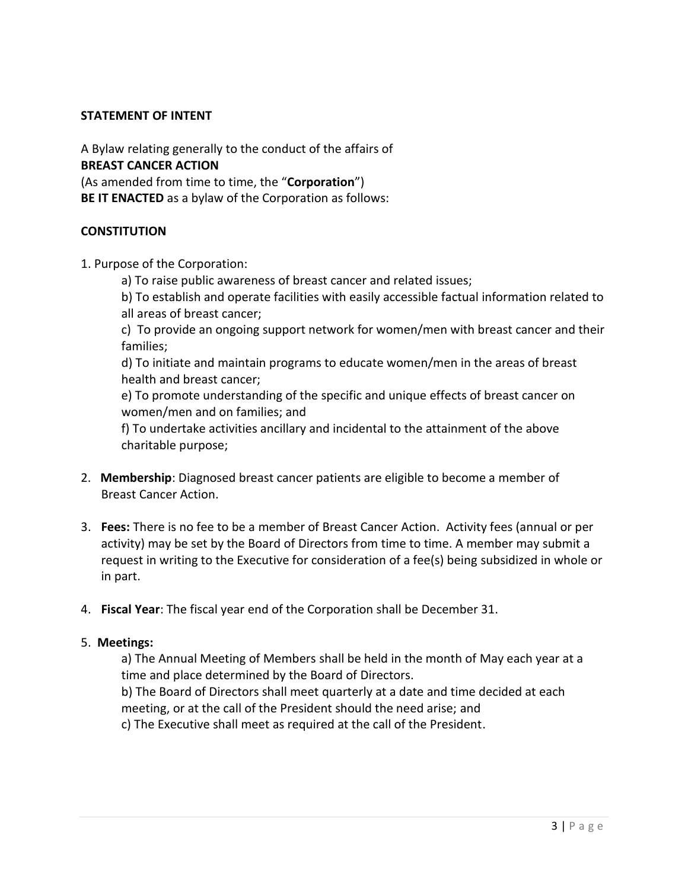## STATEMENT OF INTENT

A Bylaw relating generally to the conduct of the affairs of
**BREAST CANCER ACTION**
(As amended from time to time, the "**Corporation**")
**BE IT ENACTED** as a bylaw of the Corporation as follows:

## CONSTITUTION

1. Purpose of the Corporation:
   - a) To raise public awareness of breast cancer and related issues;
   - b) To establish and operate facilities with easily accessible factual information related to all areas of breast cancer;
   - c) To provide an ongoing support network for women/men with breast cancer and their families;
   - d) To initiate and maintain programs to educate women/men in the areas of breast health and breast cancer;
   - e) To promote understanding of the specific and unique effects of breast cancer on women/men and on families; and
   - f) To undertake activities ancillary and incidental to the attainment of the above charitable purpose;

2. **Membership**: Diagnosed breast cancer patients are eligible to become a member of Breast Cancer Action.

3. **Fees:** There is no fee to be a member of Breast Cancer Action. Activity fees (annual or per activity) may be set by the Board of Directors from time to time. A member may submit a request in writing to the Executive for consideration of a fee(s) being subsidized in whole or in part.

4. **Fiscal Year**: The fiscal year end of the Corporation shall be December 31.

5. **Meetings:**
   - a) The Annual Meeting of Members shall be held in the month of May each year at a time and place determined by the Board of Directors.
   - b) The Board of Directors shall meet quarterly at a date and time decided at each meeting, or at the call of the President should the need arise; and
   - c) The Executive shall meet as required at the call of the President.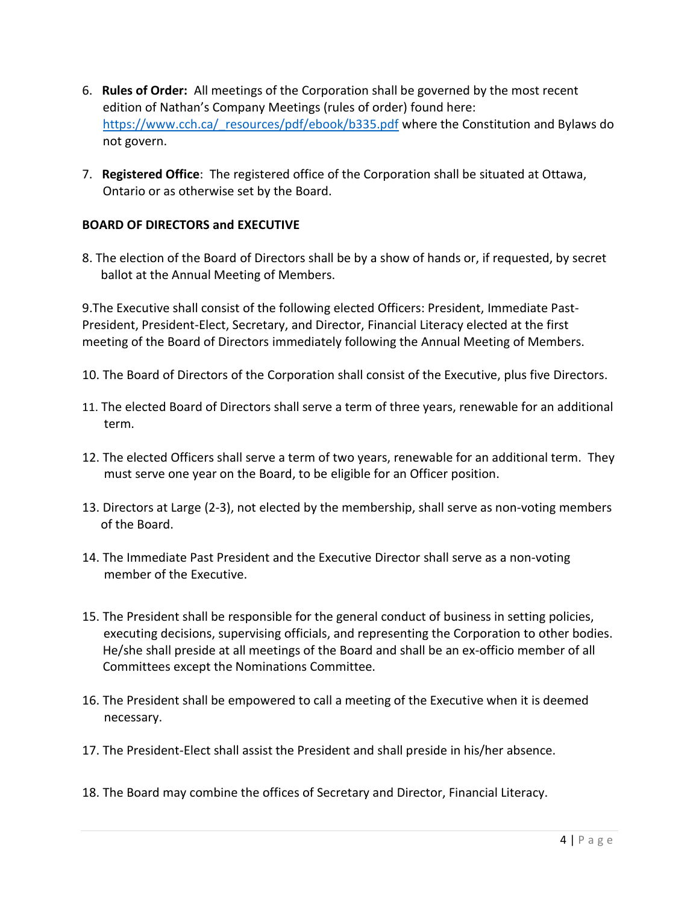6. **Rules of Order:** All meetings of the Corporation shall be governed by the most recent edition of Nathan's Company Meetings (rules of order) found here: [https://www.cch.ca/_resources/pdf/ebook/b335.pdf](https://www.cch.ca/_resources/pdf/ebook/b335.pdf) where the Constitution and Bylaws do not govern.

7. **Registered Office**: The registered office of the Corporation shall be situated at Ottawa, Ontario or as otherwise set by the Board.

**BOARD OF DIRECTORS and EXECUTIVE**

8. The election of the Board of Directors shall be by a show of hands or, if requested, by secret ballot at the Annual Meeting of Members.

9. The Executive shall consist of the following elected Officers: President, Immediate Past-President, President-Elect, Secretary, and Director, Financial Literacy elected at the first meeting of the Board of Directors immediately following the Annual Meeting of Members.

10. The Board of Directors of the Corporation shall consist of the Executive, plus five Directors.

11. The elected Board of Directors shall serve a term of three years, renewable for an additional term.

12. The elected Officers shall serve a term of two years, renewable for an additional term. They must serve one year on the Board, to be eligible for an Officer position.

13. Directors at Large (2-3), not elected by the membership, shall serve as non-voting members of the Board.

14. The Immediate Past President and the Executive Director shall serve as a non-voting member of the Executive.

15. The President shall be responsible for the general conduct of business in setting policies, executing decisions, supervising officials, and representing the Corporation to other bodies. He/she shall preside at all meetings of the Board and shall be an ex-officio member of all Committees except the Nominations Committee.

16. The President shall be empowered to call a meeting of the Executive when it is deemed necessary.

17. The President-Elect shall assist the President and shall preside in his/her absence.

18. The Board may combine the offices of Secretary and Director, Financial Literacy.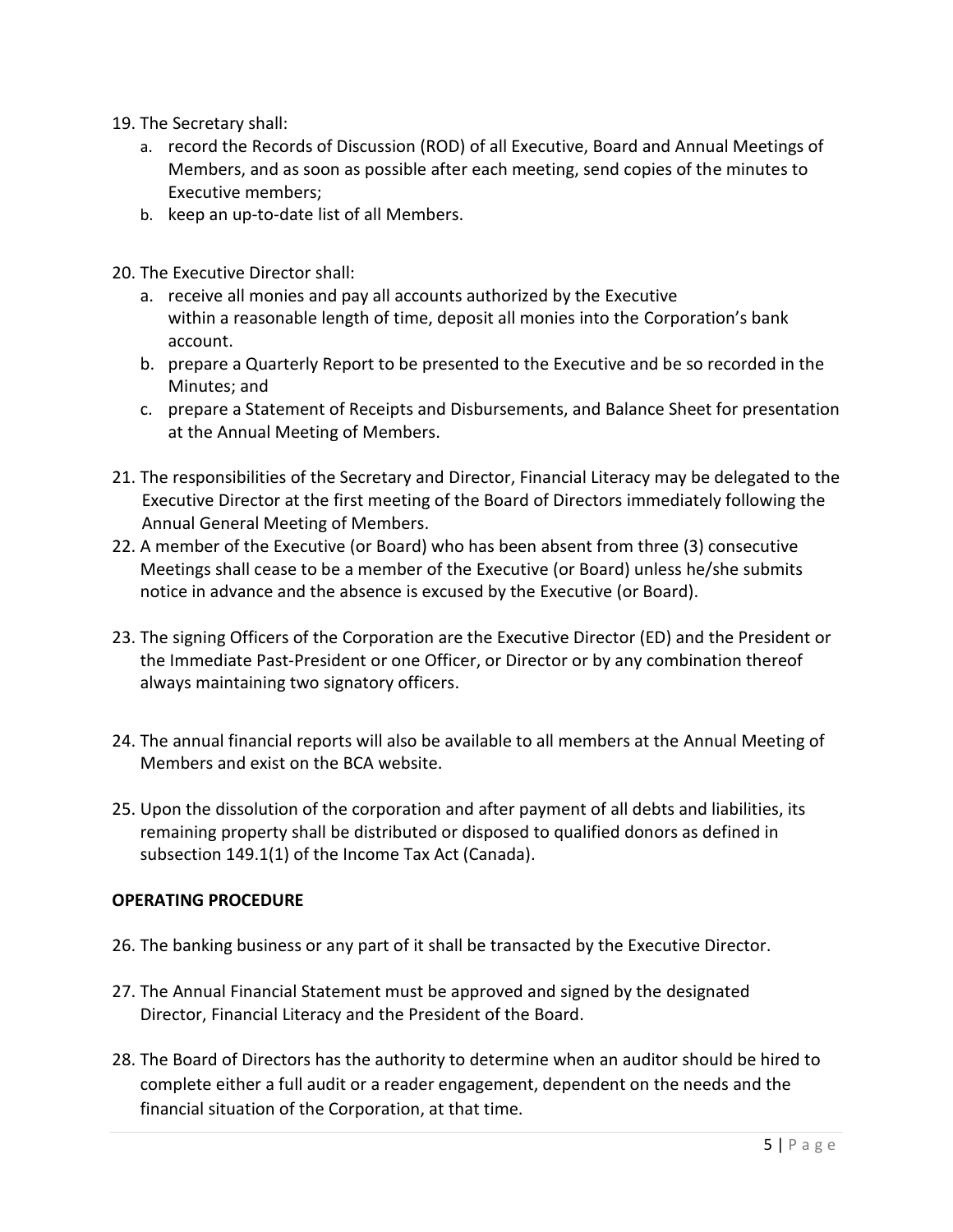19. The Secretary shall:
    a. record the Records of Discussion (ROD) of all Executive, Board and Annual Meetings of Members, and as soon as possible after each meeting, send copies of the minutes to Executive members;
    b. keep an up-to-date list of all Members.

20. The Executive Director shall:
    a. receive all monies and pay all accounts authorized by the Executive within a reasonable length of time, deposit all monies into the Corporation's bank account.
    b. prepare a Quarterly Report to be presented to the Executive and be so recorded in the Minutes; and
    c. prepare a Statement of Receipts and Disbursements, and Balance Sheet for presentation at the Annual Meeting of Members.

21. The responsibilities of the Secretary and Director, Financial Literacy may be delegated to the Executive Director at the first meeting of the Board of Directors immediately following the Annual General Meeting of Members.

22. A member of the Executive (or Board) who has been absent from three (3) consecutive Meetings shall cease to be a member of the Executive (or Board) unless he/she submits notice in advance and the absence is excused by the Executive (or Board).

23. The signing Officers of the Corporation are the Executive Director (ED) and the President or the Immediate Past-President or one Officer, or Director or by any combination thereof always maintaining two signatory officers.

24. The annual financial reports will also be available to all members at the Annual Meeting of Members and exist on the BCA website.

25. Upon the dissolution of the corporation and after payment of all debts and liabilities, its remaining property shall be distributed or disposed to qualified donors as defined in subsection 149.1(1) of the Income Tax Act (Canada).

**OPERATING PROCEDURE**

26. The banking business or any part of it shall be transacted by the Executive Director.

27. The Annual Financial Statement must be approved and signed by the designated Director, Financial Literacy and the President of the Board.

28. The Board of Directors has the authority to determine when an auditor should be hired to complete either a full audit or a reader engagement, dependent on the needs and the financial situation of the Corporation, at that time.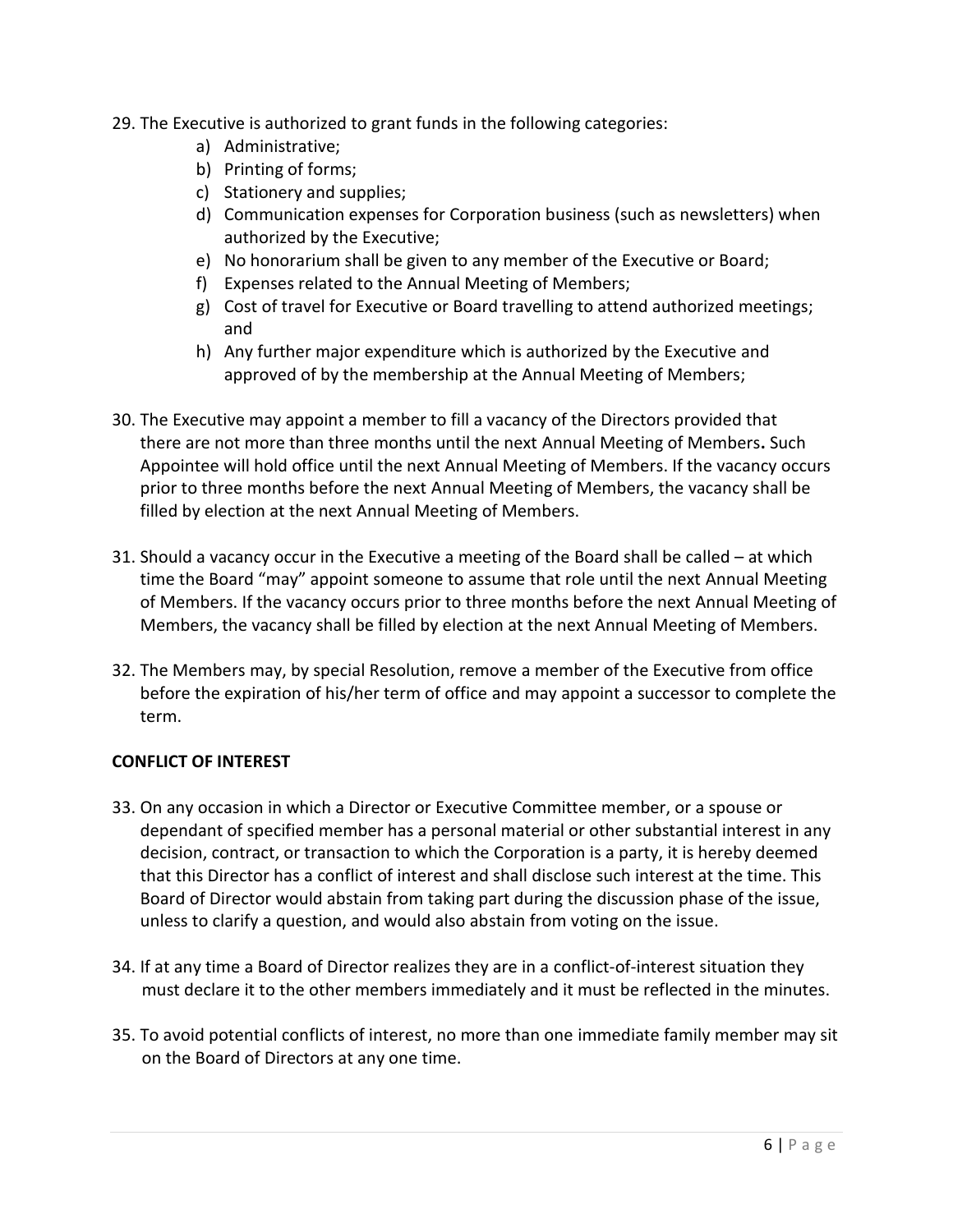29. The Executive is authorized to grant funds in the following categories:
    a) Administrative;
    b) Printing of forms;
    c) Stationery and supplies;
    d) Communication expenses for Corporation business (such as newsletters) when authorized by the Executive;
    e) No honorarium shall be given to any member of the Executive or Board;
    f) Expenses related to the Annual Meeting of Members;
    g) Cost of travel for Executive or Board travelling to attend authorized meetings; and
    h) Any further major expenditure which is authorized by the Executive and approved of by the membership at the Annual Meeting of Members;

30. The Executive may appoint a member to fill a vacancy of the Directors provided that there are not more than three months until the next Annual Meeting of Members**.** Such Appointee will hold office until the next Annual Meeting of Members. If the vacancy occurs prior to three months before the next Annual Meeting of Members, the vacancy shall be filled by election at the next Annual Meeting of Members.

31. Should a vacancy occur in the Executive a meeting of the Board shall be called – at which time the Board "may" appoint someone to assume that role until the next Annual Meeting of Members. If the vacancy occurs prior to three months before the next Annual Meeting of Members, the vacancy shall be filled by election at the next Annual Meeting of Members.

32. The Members may, by special Resolution, remove a member of the Executive from office before the expiration of his/her term of office and may appoint a successor to complete the term.

**CONFLICT OF INTEREST**

33. On any occasion in which a Director or Executive Committee member, or a spouse or dependant of specified member has a personal material or other substantial interest in any decision, contract, or transaction to which the Corporation is a party, it is hereby deemed that this Director has a conflict of interest and shall disclose such interest at the time. This Board of Director would abstain from taking part during the discussion phase of the issue, unless to clarify a question, and would also abstain from voting on the issue.

34. If at any time a Board of Director realizes they are in a conflict-of-interest situation they must declare it to the other members immediately and it must be reflected in the minutes.

35. To avoid potential conflicts of interest, no more than one immediate family member may sit on the Board of Directors at any one time.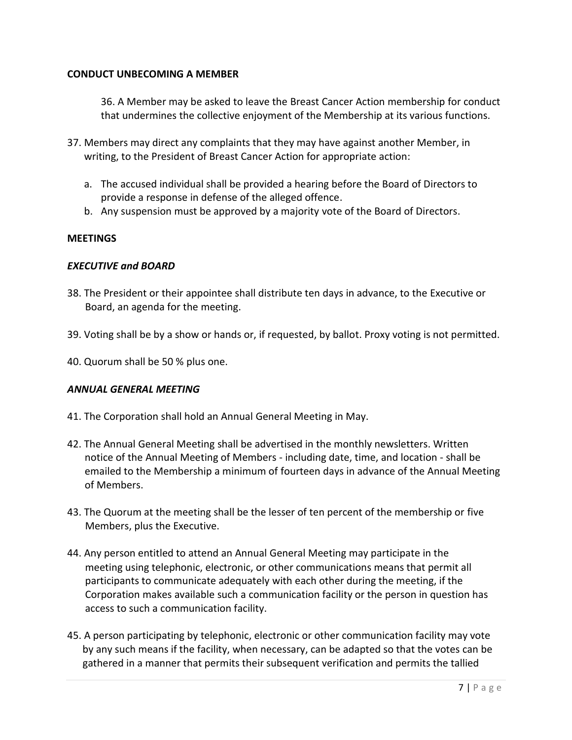**CONDUCT UNBECOMING A MEMBER**

36. A Member may be asked to leave the Breast Cancer Action membership for conduct that undermines the collective enjoyment of the Membership at its various functions.

37. Members may direct any complaints that they may have against another Member, in writing, to the President of Breast Cancer Action for appropriate action:

    a. The accused individual shall be provided a hearing before the Board of Directors to provide a response in defense of the alleged offence.
    b. Any suspension must be approved by a majority vote of the Board of Directors.

**MEETINGS**

***EXECUTIVE and BOARD***

38. The President or their appointee shall distribute ten days in advance, to the Executive or Board, an agenda for the meeting.

39. Voting shall be by a show or hands or, if requested, by ballot. Proxy voting is not permitted.

40. Quorum shall be 50 % plus one.

***ANNUAL GENERAL MEETING***

41. The Corporation shall hold an Annual General Meeting in May.

42. The Annual General Meeting shall be advertised in the monthly newsletters. Written notice of the Annual Meeting of Members - including date, time, and location - shall be emailed to the Membership a minimum of fourteen days in advance of the Annual Meeting of Members.

43. The Quorum at the meeting shall be the lesser of ten percent of the membership or five Members, plus the Executive.

44. Any person entitled to attend an Annual General Meeting may participate in the meeting using telephonic, electronic, or other communications means that permit all participants to communicate adequately with each other during the meeting, if the Corporation makes available such a communication facility or the person in question has access to such a communication facility.

45. A person participating by telephonic, electronic or other communication facility may vote by any such means if the facility, when necessary, can be adapted so that the votes can be gathered in a manner that permits their subsequent verification and permits the tallied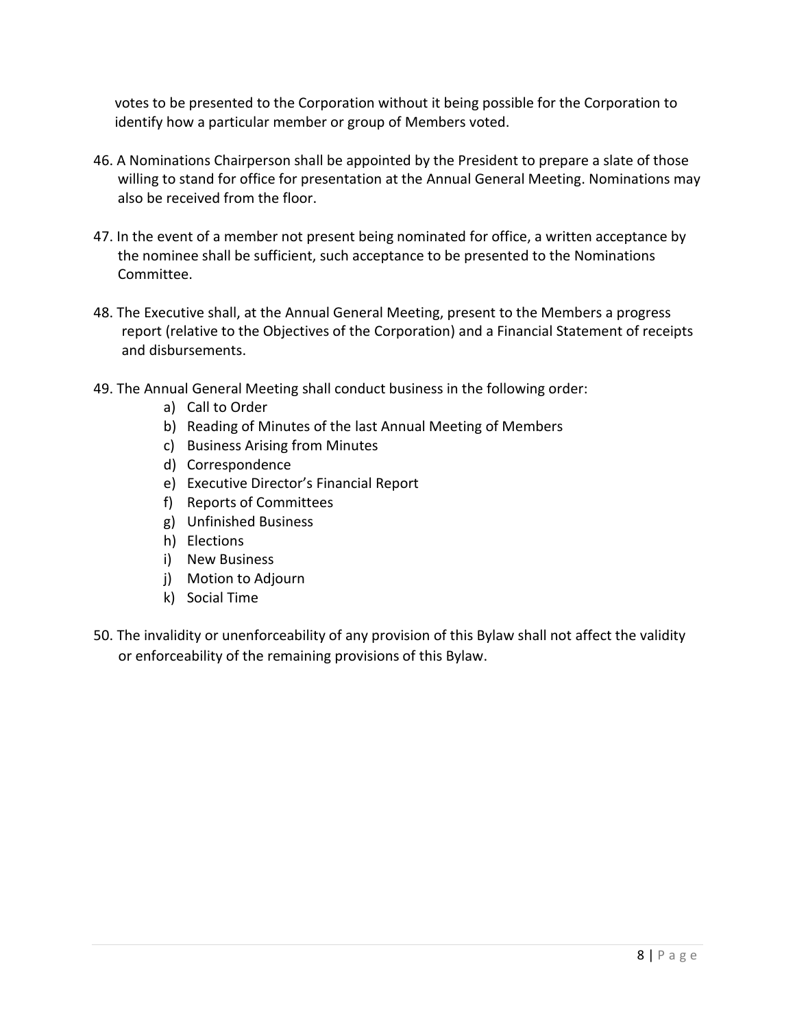votes to be presented to the Corporation without it being possible for the Corporation to identify how a particular member or group of Members voted.

46. A Nominations Chairperson shall be appointed by the President to prepare a slate of those willing to stand for office for presentation at the Annual General Meeting. Nominations may also be received from the floor.

47. In the event of a member not present being nominated for office, a written acceptance by the nominee shall be sufficient, such acceptance to be presented to the Nominations Committee.

48. The Executive shall, at the Annual General Meeting, present to the Members a progress report (relative to the Objectives of the Corporation) and a Financial Statement of receipts and disbursements.

49. The Annual General Meeting shall conduct business in the following order:
    a) Call to Order
    b) Reading of Minutes of the last Annual Meeting of Members
    c) Business Arising from Minutes
    d) Correspondence
    e) Executive Director's Financial Report
    f) Reports of Committees
    g) Unfinished Business
    h) Elections
    i) New Business
    j) Motion to Adjourn
    k) Social Time

50. The invalidity or unenforceability of any provision of this Bylaw shall not affect the validity or enforceability of the remaining provisions of this Bylaw.